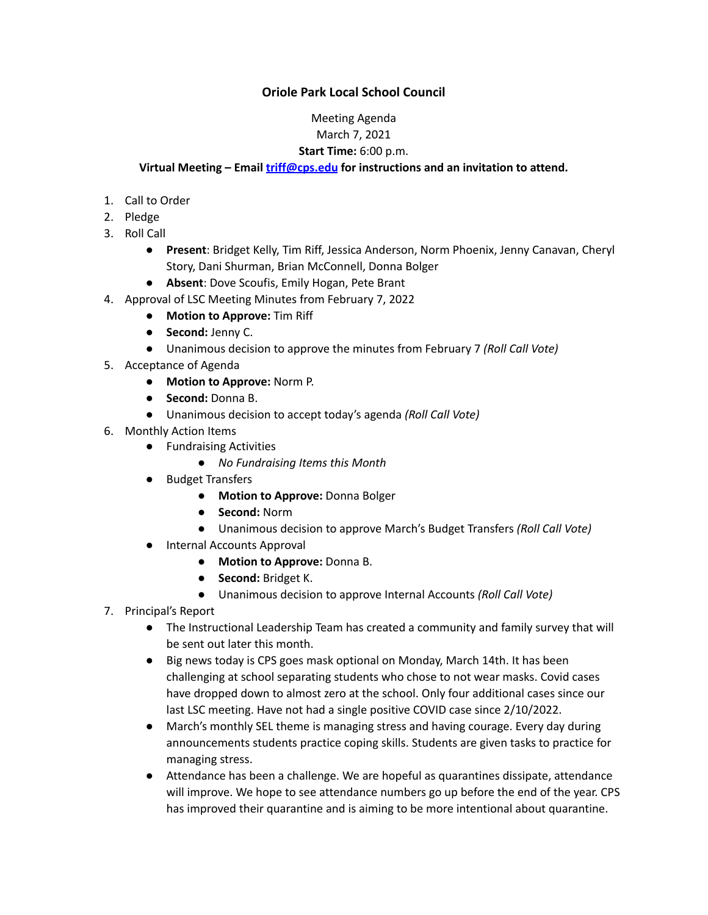# Oriole Park Local School Council

Meeting Agenda
March 7, 2021
**Start Time:** 6:00 p.m.
**Virtual Meeting – Email [triff@cps.edu](mailto:triff@cps.edu) for instructions and an invitation to attend.**

1. Call to Order
2. Pledge
3. Roll Call
    - **Present**: Bridget Kelly, Tim Riff, Jessica Anderson, Norm Phoenix, Jenny Canavan, Cheryl Story, Dani Shurman, Brian McConnell, Donna Bolger
    - **Absent**: Dove Scoufis, Emily Hogan, Pete Brant
4. Approval of LSC Meeting Minutes from February 7, 2022
    - **Motion to Approve:** Tim Riff
    - **Second:** Jenny C.
    - Unanimous decision to approve the minutes from February 7 *(Roll Call Vote)*
5. Acceptance of Agenda
    - **Motion to Approve:** Norm P.
    - **Second:** Donna B.
    - Unanimous decision to accept today's agenda *(Roll Call Vote)*
6. Monthly Action Items
    - Fundraising Activities
        - *No Fundraising Items this Month*
    - Budget Transfers
        - **Motion to Approve:** Donna Bolger
        - **Second:** Norm
        - Unanimous decision to approve March's Budget Transfers *(Roll Call Vote)*
    - Internal Accounts Approval
        - **Motion to Approve:** Donna B.
        - **Second:** Bridget K.
        - Unanimous decision to approve Internal Accounts *(Roll Call Vote)*
7. Principal's Report
    - The Instructional Leadership Team has created a community and family survey that will be sent out later this month.
    - Big news today is CPS goes mask optional on Monday, March 14th. It has been challenging at school separating students who chose to not wear masks. Covid cases have dropped down to almost zero at the school. Only four additional cases since our last LSC meeting. Have not had a single positive COVID case since 2/10/2022.
    - March's monthly SEL theme is managing stress and having courage. Every day during announcements students practice coping skills. Students are given tasks to practice for managing stress.
    - Attendance has been a challenge. We are hopeful as quarantines dissipate, attendance will improve. We hope to see attendance numbers go up before the end of the year. CPS has improved their quarantine and is aiming to be more intentional about quarantine.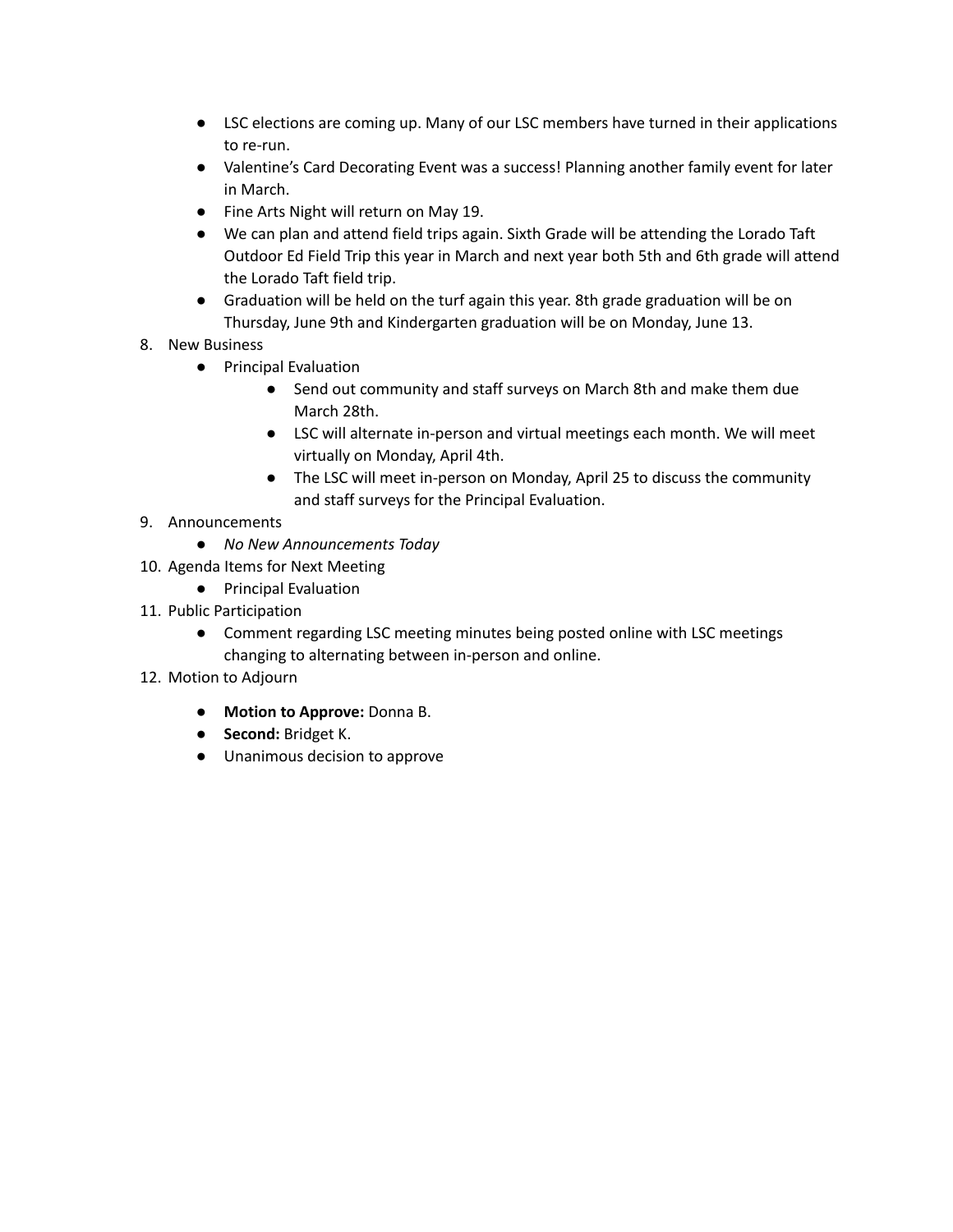- LSC elections are coming up. Many of our LSC members have turned in their applications to re-run.
- Valentine's Card Decorating Event was a success! Planning another family event for later in March.
- Fine Arts Night will return on May 19.
- We can plan and attend field trips again. Sixth Grade will be attending the Lorado Taft Outdoor Ed Field Trip this year in March and next year both 5th and 6th grade will attend the Lorado Taft field trip.
- Graduation will be held on the turf again this year. 8th grade graduation will be on Thursday, June 9th and Kindergarten graduation will be on Monday, June 13.

8. New Business
   - Principal Evaluation
     - Send out community and staff surveys on March 8th and make them due March 28th.
     - LSC will alternate in-person and virtual meetings each month. We will meet virtually on Monday, April 4th.
     - The LSC will meet in-person on Monday, April 25 to discuss the community and staff surveys for the Principal Evaluation.
9. Announcements
   - *No New Announcements Today*
10. Agenda Items for Next Meeting
    - Principal Evaluation
11. Public Participation
    - Comment regarding LSC meeting minutes being posted online with LSC meetings changing to alternating between in-person and online.
12. Motion to Adjourn
    - **Motion to Approve:** Donna B.
    - **Second:** Bridget K.
    - Unanimous decision to approve